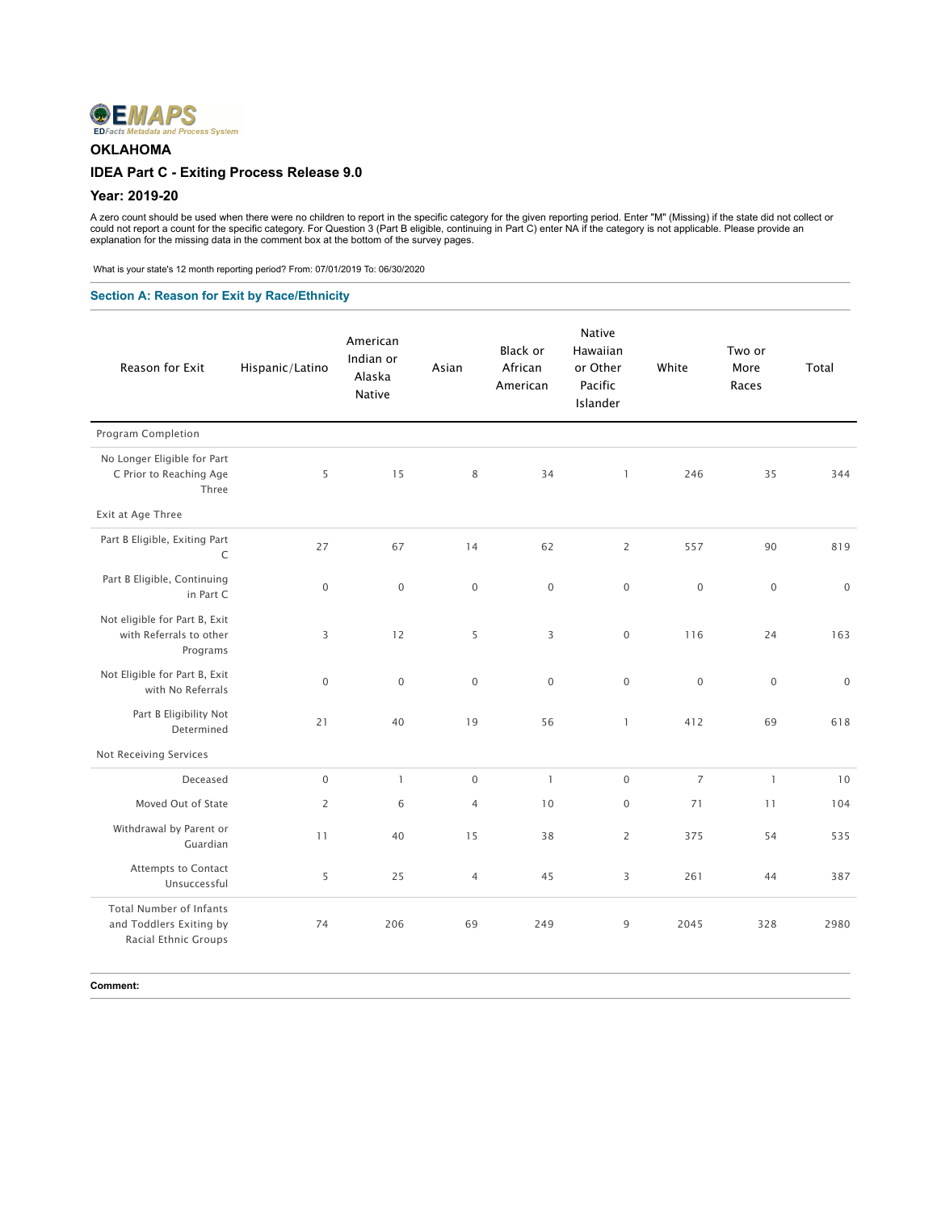EMAPS
EDFacts Metadata and Process System

## OKLAHOMA

### IDEA Part C - Exiting Process Release 9.0

### Year: 2019-20

A zero count should be used when there were no children to report in the specific category for the given reporting period. Enter "M" (Missing) if the state did not collect or could not report a count for the specific category. For Question 3 (Part B eligible, continuing in Part C) enter NA if the category is not applicable. Please provide an explanation for the missing data in the comment box at the bottom of the survey pages.

What is your state's 12 month reporting period? From: 07/01/2019 To: 06/30/2020

### Section A: Reason for Exit by Race/Ethnicity

| Reason for Exit | Hispanic/Latino | American Indian or Alaska Native | Asian | Black or African American | Native Hawaiian or Other Pacific Islander | White | Two or More Races | Total |
|---|---|---|---|---|---|---|---|---|
| Program Completion | | | | | | | | |
| No Longer Eligible for Part C Prior to Reaching Age Three | 5 | 15 | 8 | 34 | 1 | 246 | 35 | 344 |
| Exit at Age Three | | | | | | | | |
| Part B Eligible, Exiting Part C | 27 | 67 | 14 | 62 | 2 | 557 | 90 | 819 |
| Part B Eligible, Continuing in Part C | 0 | 0 | 0 | 0 | 0 | 0 | 0 | 0 |
| Not eligible for Part B, Exit with Referrals to other Programs | 3 | 12 | 5 | 3 | 0 | 116 | 24 | 163 |
| Not Eligible for Part B, Exit with No Referrals | 0 | 0 | 0 | 0 | 0 | 0 | 0 | 0 |
| Part B Eligibility Not Determined | 21 | 40 | 19 | 56 | 1 | 412 | 69 | 618 |
| Not Receiving Services | | | | | | | | |
| Deceased | 0 | 1 | 0 | 1 | 0 | 7 | 1 | 10 |
| Moved Out of State | 2 | 6 | 4 | 10 | 0 | 71 | 11 | 104 |
| Withdrawal by Parent or Guardian | 11 | 40 | 15 | 38 | 2 | 375 | 54 | 535 |
| Attempts to Contact Unsuccessful | 5 | 25 | 4 | 45 | 3 | 261 | 44 | 387 |
| Total Number of Infants and Toddlers Exiting by Racial Ethnic Groups | 74 | 206 | 69 | 249 | 9 | 2045 | 328 | 2980 |

**Comment:**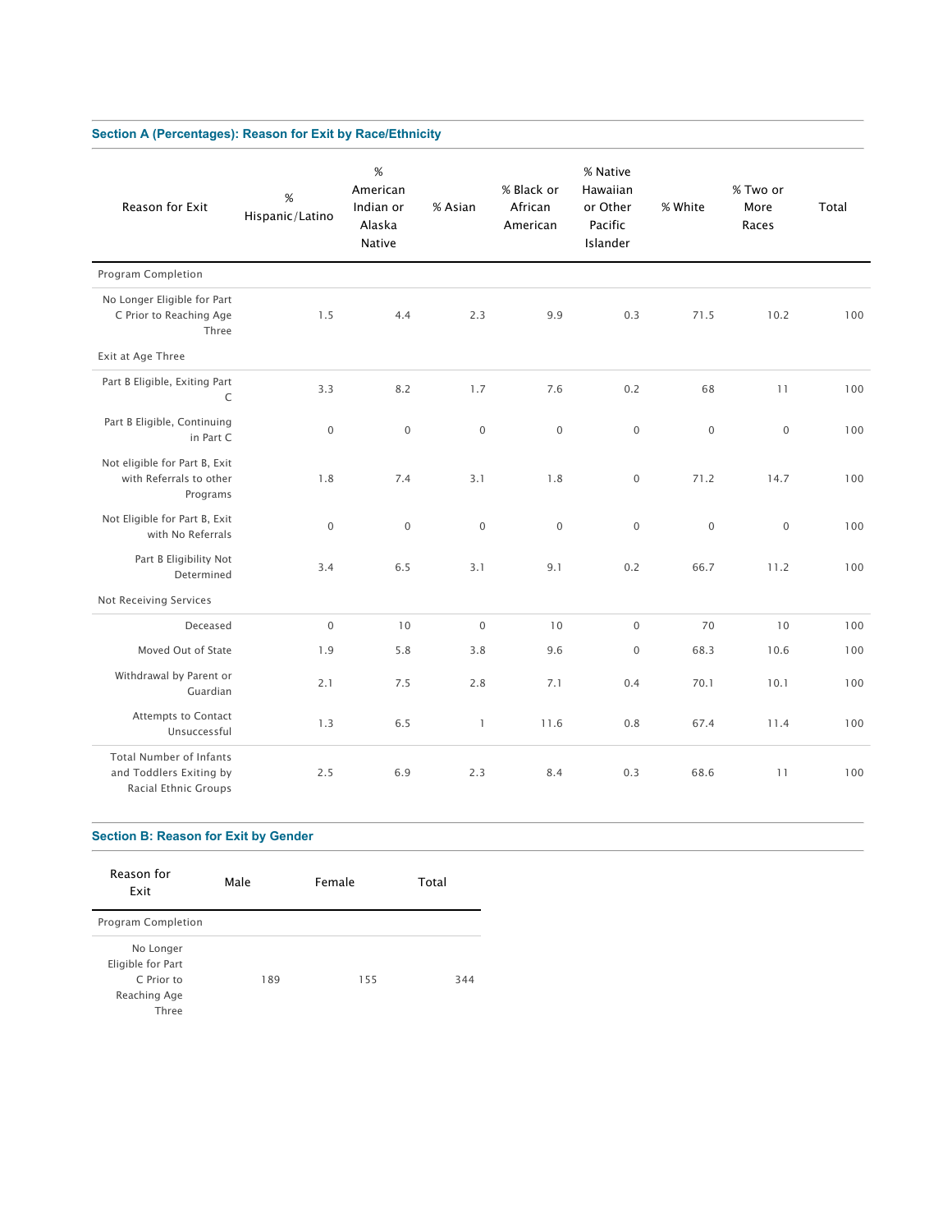### Section A (Percentages): Reason for Exit by Race/Ethnicity

| Reason for Exit | % Hispanic/Latino | % American Indian or Alaska Native | % Asian | % Black or African American | % Native Hawaiian or Other Pacific Islander | % White | % Two or More Races | Total |
|---|---|---|---|---|---|---|---|---|
| Program Completion | | | | | | | | |
| No Longer Eligible for Part C Prior to Reaching Age Three | 1.5 | 4.4 | 2.3 | 9.9 | 0.3 | 71.5 | 10.2 | 100 |
| Exit at Age Three | | | | | | | | |
| Part B Eligible, Exiting Part C | 3.3 | 8.2 | 1.7 | 7.6 | 0.2 | 68 | 11 | 100 |
| Part B Eligible, Continuing in Part C | 0 | 0 | 0 | 0 | 0 | 0 | 0 | 100 |
| Not eligible for Part B, Exit with Referrals to other Programs | 1.8 | 7.4 | 3.1 | 1.8 | 0 | 71.2 | 14.7 | 100 |
| Not Eligible for Part B, Exit with No Referrals | 0 | 0 | 0 | 0 | 0 | 0 | 0 | 100 |
| Part B Eligibility Not Determined | 3.4 | 6.5 | 3.1 | 9.1 | 0.2 | 66.7 | 11.2 | 100 |
| Not Receiving Services | | | | | | | | |
| Deceased | 0 | 10 | 0 | 10 | 0 | 70 | 10 | 100 |
| Moved Out of State | 1.9 | 5.8 | 3.8 | 9.6 | 0 | 68.3 | 10.6 | 100 |
| Withdrawal by Parent or Guardian | 2.1 | 7.5 | 2.8 | 7.1 | 0.4 | 70.1 | 10.1 | 100 |
| Attempts to Contact Unsuccessful | 1.3 | 6.5 | 1 | 11.6 | 0.8 | 67.4 | 11.4 | 100 |
| Total Number of Infants and Toddlers Exiting by Racial Ethnic Groups | 2.5 | 6.9 | 2.3 | 8.4 | 0.3 | 68.6 | 11 | 100 |

### Section B: Reason for Exit by Gender

| Reason for Exit | Male | Female | Total |
|---|---|---|---|
| Program Completion | | | |
| No Longer Eligible for Part C Prior to Reaching Age Three | 189 | 155 | 344 |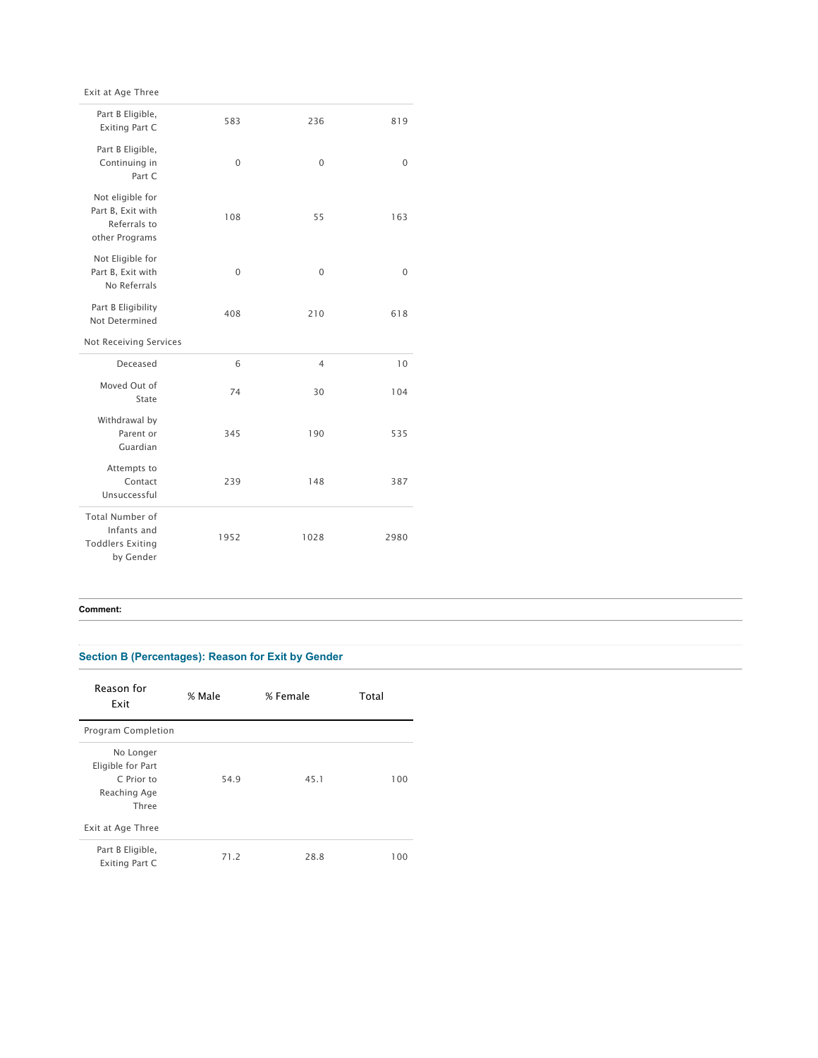| Exit at Age Three | | | |
|---|---|---|---|
| Part B Eligible, Exiting Part C | 583 | 236 | 819 |
| Part B Eligible, Continuing in Part C | 0 | 0 | 0 |
| Not eligible for Part B, Exit with Referrals to other Programs | 108 | 55 | 163 |
| Not Eligible for Part B, Exit with No Referrals | 0 | 0 | 0 |
| Part B Eligibility Not Determined | 408 | 210 | 618 |
| Not Receiving Services | | | |
| Deceased | 6 | 4 | 10 |
| Moved Out of State | 74 | 30 | 104 |
| Withdrawal by Parent or Guardian | 345 | 190 | 535 |
| Attempts to Contact Unsuccessful | 239 | 148 | 387 |
| Total Number of Infants and Toddlers Exiting by Gender | 1952 | 1028 | 2980 |

**Comment:**

### Section B (Percentages): Reason for Exit by Gender

| Reason for Exit | % Male | % Female | Total |
|---|---|---|---|
| Program Completion | | | |
| No Longer Eligible for Part C Prior to Reaching Age Three | 54.9 | 45.1 | 100 |
| Exit at Age Three | | | |
| Part B Eligible, Exiting Part C | 71.2 | 28.8 | 100 |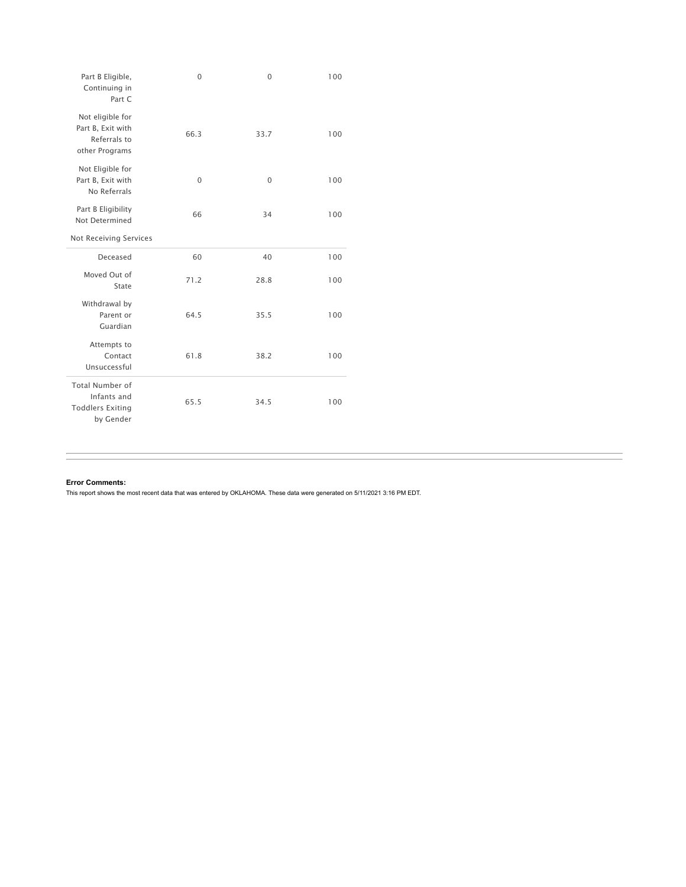| | | | |
|---|---|---|---|
| Part B Eligible, Continuing in Part C | 0 | 0 | 100 |
| Not eligible for Part B, Exit with Referrals to other Programs | 66.3 | 33.7 | 100 |
| Not Eligible for Part B, Exit with No Referrals | 0 | 0 | 100 |
| Part B Eligibility Not Determined | 66 | 34 | 100 |
| Not Receiving Services | | | |
| Deceased | 60 | 40 | 100 |
| Moved Out of State | 71.2 | 28.8 | 100 |
| Withdrawal by Parent or Guardian | 64.5 | 35.5 | 100 |
| Attempts to Contact Unsuccessful | 61.8 | 38.2 | 100 |
| Total Number of Infants and Toddlers Exiting by Gender | 65.5 | 34.5 | 100 |

**Error Comments:**

This report shows the most recent data that was entered by OKLAHOMA. These data were generated on 5/11/2021 3:16 PM EDT.